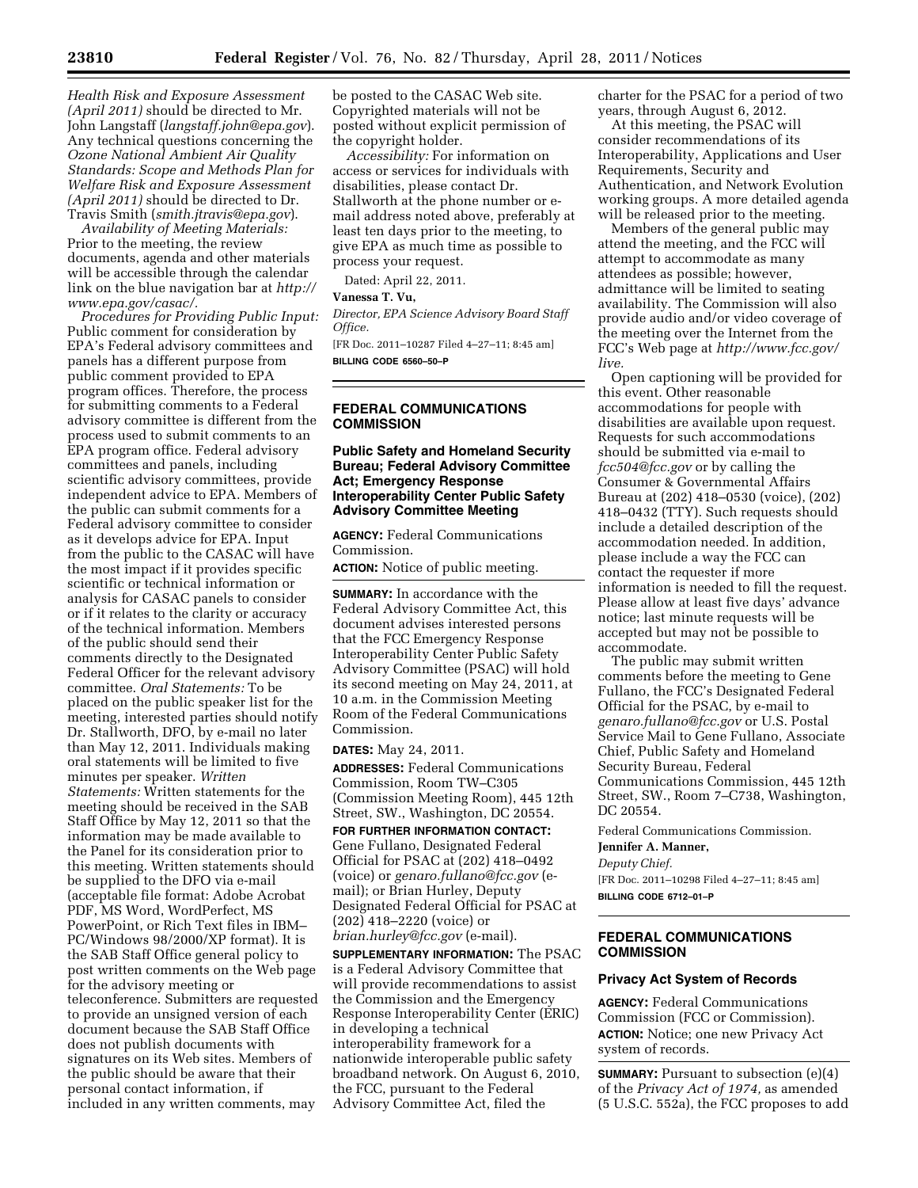*Health Risk and Exposure Assessment (April 2011)* should be directed to Mr. John Langstaff (*langstaff.john@epa.gov*). Any technical questions concerning the *Ozone National Ambient Air Quality Standards: Scope and Methods Plan for Welfare Risk and Exposure Assessment (April 2011)* should be directed to Dr. Travis Smith (*smith.jtravis@epa.gov*).

*Availability of Meeting Materials:* Prior to the meeting, the review documents, agenda and other materials will be accessible through the calendar link on the blue navigation bar at *http://www.epa.gov/casac/.*

*Procedures for Providing Public Input:* Public comment for consideration by EPA's Federal advisory committees and panels has a different purpose from public comment provided to EPA program offices. Therefore, the process for submitting comments to a Federal advisory committee is different from the process used to submit comments to an EPA program office. Federal advisory committees and panels, including scientific advisory committees, provide independent advice to EPA. Members of the public can submit comments for a Federal advisory committee to consider as it develops advice for EPA. Input from the public to the CASAC will have the most impact if it provides specific scientific or technical information or analysis for CASAC panels to consider or if it relates to the clarity or accuracy of the technical information. Members of the public should send their comments directly to the Designated Federal Officer for the relevant advisory committee. *Oral Statements:* To be placed on the public speaker list for the meeting, interested parties should notify Dr. Stallworth, DFO, by e-mail no later than May 12, 2011. Individuals making oral statements will be limited to five minutes per speaker. *Written Statements:* Written statements for the meeting should be received in the SAB Staff Office by May 12, 2011 so that the information may be made available to the Panel for its consideration prior to this meeting. Written statements should be supplied to the DFO via e-mail (acceptable file format: Adobe Acrobat PDF, MS Word, WordPerfect, MS PowerPoint, or Rich Text files in IBM–PC/Windows 98/2000/XP format). It is the SAB Staff Office general policy to post written comments on the Web page for the advisory meeting or teleconference. Submitters are requested to provide an unsigned version of each document because the SAB Staff Office does not publish documents with signatures on its Web sites. Members of the public should be aware that their personal contact information, if included in any written comments, may be posted to the CASAC Web site. Copyrighted materials will not be posted without explicit permission of the copyright holder.

*Accessibility:* For information on access or services for individuals with disabilities, please contact Dr. Stallworth at the phone number or e-mail address noted above, preferably at least ten days prior to the meeting, to give EPA as much time as possible to process your request.

Dated: April 22, 2011.

**Vanessa T. Vu,**

*Director, EPA Science Advisory Board Staff Office.*

[FR Doc. 2011–10287 Filed 4–27–11; 8:45 am]

**BILLING CODE 6560–50–P**

---

## FEDERAL COMMUNICATIONS COMMISSION

### Public Safety and Homeland Security Bureau; Federal Advisory Committee Act; Emergency Response Interoperability Center Public Safety Advisory Committee Meeting

**AGENCY:** Federal Communications Commission.

**ACTION:** Notice of public meeting.

**SUMMARY:** In accordance with the Federal Advisory Committee Act, this document advises interested persons that the FCC Emergency Response Interoperability Center Public Safety Advisory Committee (PSAC) will hold its second meeting on May 24, 2011, at 10 a.m. in the Commission Meeting Room of the Federal Communications Commission.

**DATES:** May 24, 2011.

**ADDRESSES:** Federal Communications Commission, Room TW–C305 (Commission Meeting Room), 445 12th Street, SW., Washington, DC 20554.

**FOR FURTHER INFORMATION CONTACT:** Gene Fullano, Designated Federal Official for PSAC at (202) 418–0492 (voice) or *genaro.fullano@fcc.gov* (e-mail); or Brian Hurley, Deputy Designated Federal Official for PSAC at (202) 418–2220 (voice) or *brian.hurley@fcc.gov* (e-mail).

**SUPPLEMENTARY INFORMATION:** The PSAC is a Federal Advisory Committee that will provide recommendations to assist the Commission and the Emergency Response Interoperability Center (ERIC) in developing a technical interoperability framework for a nationwide interoperable public safety broadband network. On August 6, 2010, the FCC, pursuant to the Federal Advisory Committee Act, filed the charter for the PSAC for a period of two years, through August 6, 2012.

At this meeting, the PSAC will consider recommendations of its Interoperability, Applications and User Requirements, Security and Authentication, and Network Evolution working groups. A more detailed agenda will be released prior to the meeting.

Members of the general public may attend the meeting, and the FCC will attempt to accommodate as many attendees as possible; however, admittance will be limited to seating availability. The Commission will also provide audio and/or video coverage of the meeting over the Internet from the FCC's Web page at *http://www.fcc.gov/live.*

Open captioning will be provided for this event. Other reasonable accommodations for people with disabilities are available upon request. Requests for such accommodations should be submitted via e-mail to *fcc504@fcc.gov* or by calling the Consumer & Governmental Affairs Bureau at (202) 418–0530 (voice), (202) 418–0432 (TTY). Such requests should include a detailed description of the accommodation needed. In addition, please include a way the FCC can contact the requester if more information is needed to fill the request. Please allow at least five days' advance notice; last minute requests will be accepted but may not be possible to accommodate.

The public may submit written comments before the meeting to Gene Fullano, the FCC's Designated Federal Official for the PSAC, by e-mail to *genaro.fullano@fcc.gov* or U.S. Postal Service Mail to Gene Fullano, Associate Chief, Public Safety and Homeland Security Bureau, Federal Communications Commission, 445 12th Street, SW., Room 7–C738, Washington, DC 20554.

Federal Communications Commission.

**Jennifer A. Manner,**

*Deputy Chief.*

[FR Doc. 2011–10298 Filed 4–27–11; 8:45 am]

**BILLING CODE 6712–01–P**

---

## FEDERAL COMMUNICATIONS COMMISSION

### Privacy Act System of Records

**AGENCY:** Federal Communications Commission (FCC or Commission).

**ACTION:** Notice; one new Privacy Act system of records.

**SUMMARY:** Pursuant to subsection (e)(4) of the *Privacy Act of 1974,* as amended (5 U.S.C. 552a), the FCC proposes to add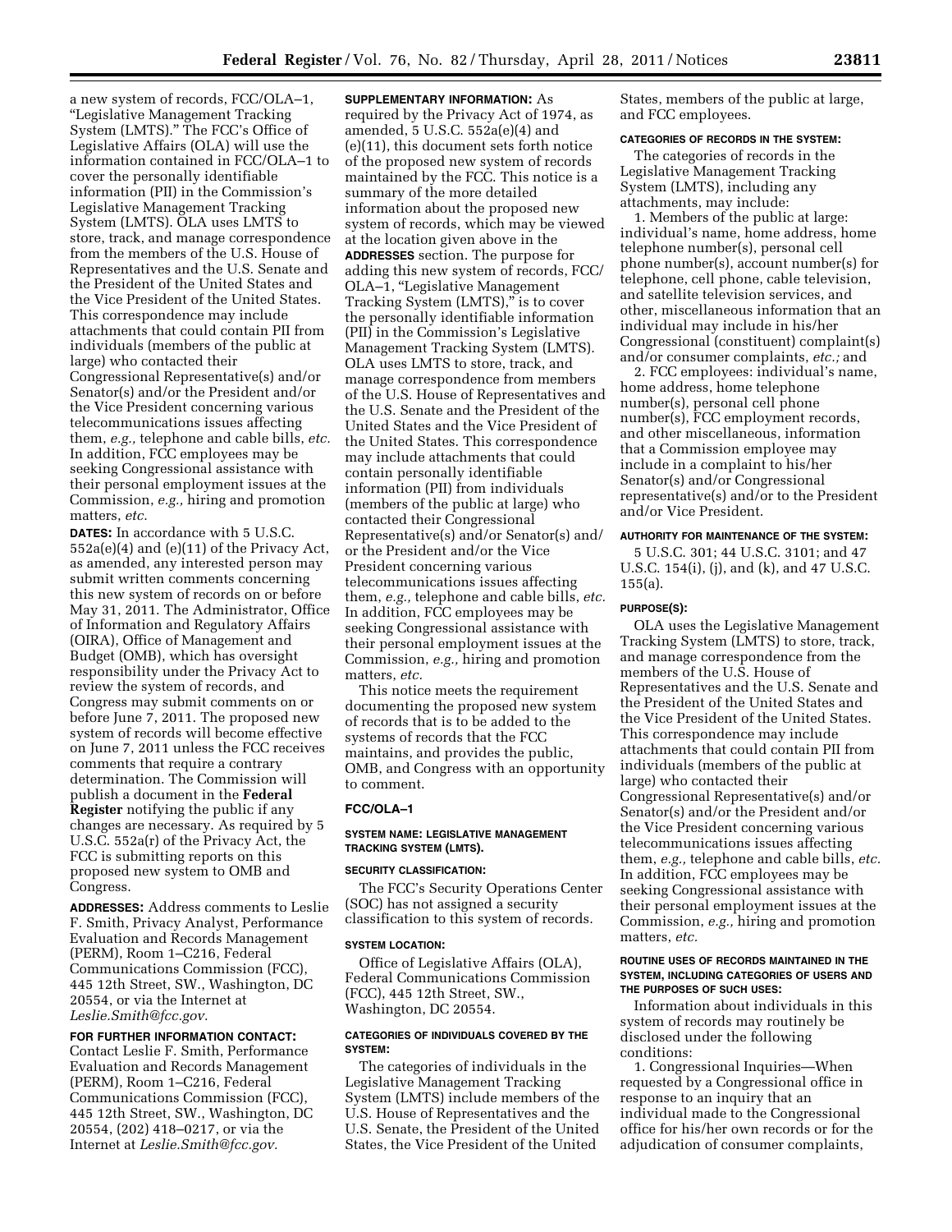a new system of records, FCC/OLA–1, "Legislative Management Tracking System (LMTS)." The FCC's Office of Legislative Affairs (OLA) will use the information contained in FCC/OLA–1 to cover the personally identifiable information (PII) in the Commission's Legislative Management Tracking System (LMTS). OLA uses LMTS to store, track, and manage correspondence from the members of the U.S. House of Representatives and the U.S. Senate and the President of the United States and the Vice President of the United States. This correspondence may include attachments that could contain PII from individuals (members of the public at large) who contacted their Congressional Representative(s) and/or Senator(s) and/or the President and/or the Vice President concerning various telecommunications issues affecting them, *e.g.,* telephone and cable bills, *etc.* In addition, FCC employees may be seeking Congressional assistance with their personal employment issues at the Commission, *e.g.,* hiring and promotion matters, *etc.*

**DATES:** In accordance with 5 U.S.C. 552a(e)(4) and (e)(11) of the Privacy Act, as amended, any interested person may submit written comments concerning this new system of records on or before May 31, 2011. The Administrator, Office of Information and Regulatory Affairs (OIRA), Office of Management and Budget (OMB), which has oversight responsibility under the Privacy Act to review the system of records, and Congress may submit comments on or before June 7, 2011. The proposed new system of records will become effective on June 7, 2011 unless the FCC receives comments that require a contrary determination. The Commission will publish a document in the **Federal Register** notifying the public if any changes are necessary. As required by 5 U.S.C. 552a(r) of the Privacy Act, the FCC is submitting reports on this proposed new system to OMB and Congress.

**ADDRESSES:** Address comments to Leslie F. Smith, Privacy Analyst, Performance Evaluation and Records Management (PERM), Room 1–C216, Federal Communications Commission (FCC), 445 12th Street, SW., Washington, DC 20554, or via the Internet at *Leslie.Smith@fcc.gov.*

**FOR FURTHER INFORMATION CONTACT:** Contact Leslie F. Smith, Performance Evaluation and Records Management (PERM), Room 1–C216, Federal Communications Commission (FCC), 445 12th Street, SW., Washington, DC 20554, (202) 418–0217, or via the Internet at *Leslie.Smith@fcc.gov.*

**SUPPLEMENTARY INFORMATION:** As required by the Privacy Act of 1974, as amended, 5 U.S.C. 552a(e)(4) and (e)(11), this document sets forth notice of the proposed new system of records maintained by the FCC. This notice is a summary of the more detailed information about the proposed new system of records, which may be viewed at the location given above in the **ADDRESSES** section. The purpose for adding this new system of records, FCC/OLA–1, "Legislative Management Tracking System (LMTS)," is to cover the personally identifiable information (PII) in the Commission's Legislative Management Tracking System (LMTS). OLA uses LMTS to store, track, and manage correspondence from members of the U.S. House of Representatives and the U.S. Senate and the President of the United States and the Vice President of the United States. This correspondence may include attachments that could contain personally identifiable information (PII) from individuals (members of the public at large) who contacted their Congressional Representative(s) and/or Senator(s) and/or the President and/or the Vice President concerning various telecommunications issues affecting them, *e.g.,* telephone and cable bills, *etc.* In addition, FCC employees may be seeking Congressional assistance with their personal employment issues at the Commission, *e.g.,* hiring and promotion matters, *etc.*

This notice meets the requirement documenting the proposed new system of records that is to be added to the systems of records that the FCC maintains, and provides the public, OMB, and Congress with an opportunity to comment.

## FCC/OLA–1

### SYSTEM NAME: LEGISLATIVE MANAGEMENT TRACKING SYSTEM (LMTS).

### SECURITY CLASSIFICATION:

The FCC's Security Operations Center (SOC) has not assigned a security classification to this system of records.

### SYSTEM LOCATION:

Office of Legislative Affairs (OLA), Federal Communications Commission (FCC), 445 12th Street, SW., Washington, DC 20554.

### CATEGORIES OF INDIVIDUALS COVERED BY THE SYSTEM:

The categories of individuals in the Legislative Management Tracking System (LMTS) include members of the U.S. House of Representatives and the U.S. Senate, the President of the United States, the Vice President of the United States, members of the public at large, and FCC employees.

### CATEGORIES OF RECORDS IN THE SYSTEM:

The categories of records in the Legislative Management Tracking System (LMTS), including any attachments, may include:

1. Members of the public at large: individual's name, home address, home telephone number(s), personal cell phone number(s), account number(s) for telephone, cell phone, cable television, and satellite television services, and other, miscellaneous information that an individual may include in his/her Congressional (constituent) complaint(s) and/or consumer complaints, *etc.;* and

2. FCC employees: individual's name, home address, home telephone number(s), personal cell phone number(s), FCC employment records, and other miscellaneous, information that a Commission employee may include in a complaint to his/her Senator(s) and/or Congressional representative(s) and/or to the President and/or Vice President.

### AUTHORITY FOR MAINTENANCE OF THE SYSTEM:

5 U.S.C. 301; 44 U.S.C. 3101; and 47 U.S.C. 154(i), (j), and (k), and 47 U.S.C. 155(a).

### PURPOSE(S):

OLA uses the Legislative Management Tracking System (LMTS) to store, track, and manage correspondence from the members of the U.S. House of Representatives and the U.S. Senate and the President of the United States and the Vice President of the United States. This correspondence may include attachments that could contain PII from individuals (members of the public at large) who contacted their Congressional Representative(s) and/or Senator(s) and/or the President and/or the Vice President concerning various telecommunications issues affecting them, *e.g.,* telephone and cable bills, *etc.* In addition, FCC employees may be seeking Congressional assistance with their personal employment issues at the Commission, *e.g.,* hiring and promotion matters, *etc.*

### ROUTINE USES OF RECORDS MAINTAINED IN THE SYSTEM, INCLUDING CATEGORIES OF USERS AND THE PURPOSES OF SUCH USES:

Information about individuals in this system of records may routinely be disclosed under the following conditions:

1. Congressional Inquiries—When requested by a Congressional office in response to an inquiry that an individual made to the Congressional office for his/her own records or for the adjudication of consumer complaints,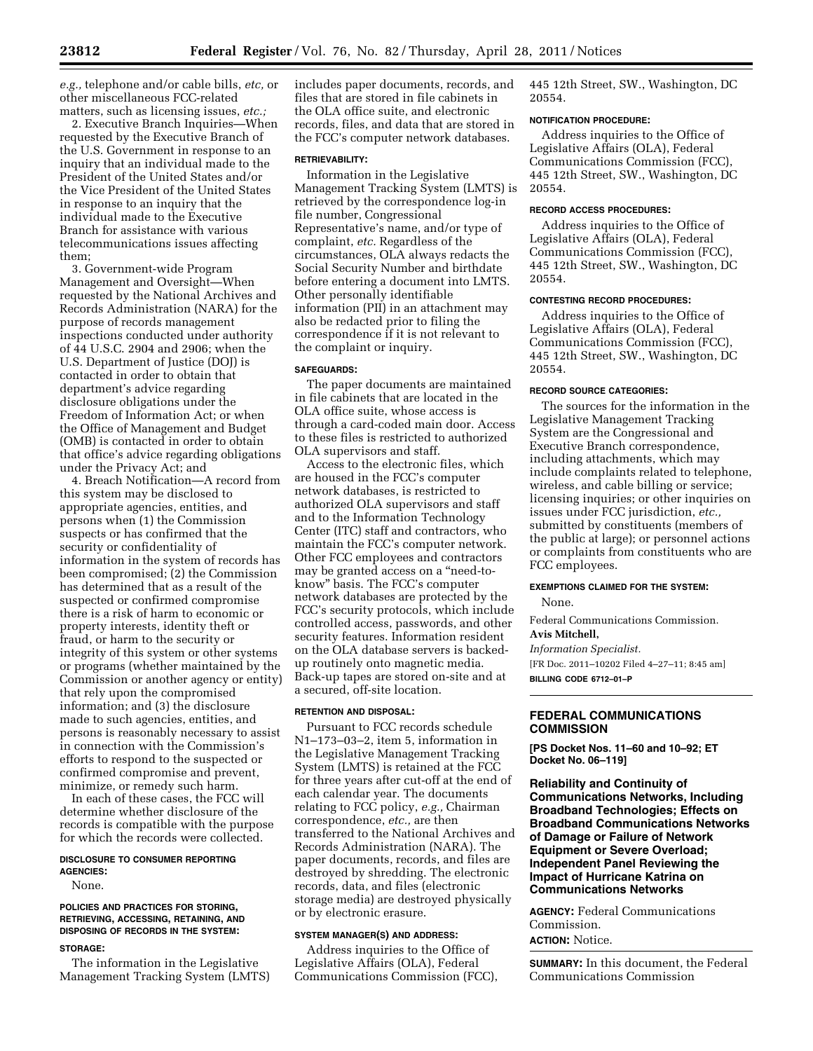*e.g.,* telephone and/or cable bills, *etc,* or other miscellaneous FCC-related matters, such as licensing issues, *etc.;*

2. Executive Branch Inquiries—When requested by the Executive Branch of the U.S. Government in response to an inquiry that an individual made to the President of the United States and/or the Vice President of the United States in response to an inquiry that the individual made to the Executive Branch for assistance with various telecommunications issues affecting them;

3. Government-wide Program Management and Oversight—When requested by the National Archives and Records Administration (NARA) for the purpose of records management inspections conducted under authority of 44 U.S.C. 2904 and 2906; when the U.S. Department of Justice (DOJ) is contacted in order to obtain that department's advice regarding disclosure obligations under the Freedom of Information Act; or when the Office of Management and Budget (OMB) is contacted in order to obtain that office's advice regarding obligations under the Privacy Act; and

4. Breach Notification—A record from this system may be disclosed to appropriate agencies, entities, and persons when (1) the Commission suspects or has confirmed that the security or confidentiality of information in the system of records has been compromised; (2) the Commission has determined that as a result of the suspected or confirmed compromise there is a risk of harm to economic or property interests, identity theft or fraud, or harm to the security or integrity of this system or other systems or programs (whether maintained by the Commission or another agency or entity) that rely upon the compromised information; and (3) the disclosure made to such agencies, entities, and persons is reasonably necessary to assist in connection with the Commission's efforts to respond to the suspected or confirmed compromise and prevent, minimize, or remedy such harm.

In each of these cases, the FCC will determine whether disclosure of the records is compatible with the purpose for which the records were collected.

**DISCLOSURE TO CONSUMER REPORTING AGENCIES:**

None.

**POLICIES AND PRACTICES FOR STORING, RETRIEVING, ACCESSING, RETAINING, AND DISPOSING OF RECORDS IN THE SYSTEM:**

**STORAGE:**

The information in the Legislative Management Tracking System (LMTS) includes paper documents, records, and files that are stored in file cabinets in the OLA office suite, and electronic records, files, and data that are stored in the FCC's computer network databases.

**RETRIEVABILITY:**

Information in the Legislative Management Tracking System (LMTS) is retrieved by the correspondence log-in file number, Congressional Representative's name, and/or type of complaint, *etc.* Regardless of the circumstances, OLA always redacts the Social Security Number and birthdate before entering a document into LMTS. Other personally identifiable information (PII) in an attachment may also be redacted prior to filing the correspondence if it is not relevant to the complaint or inquiry.

**SAFEGUARDS:**

The paper documents are maintained in file cabinets that are located in the OLA office suite, whose access is through a card-coded main door. Access to these files is restricted to authorized OLA supervisors and staff.

Access to the electronic files, which are housed in the FCC's computer network databases, is restricted to authorized OLA supervisors and staff and to the Information Technology Center (ITC) staff and contractors, who maintain the FCC's computer network. Other FCC employees and contractors may be granted access on a "need-to-know" basis. The FCC's computer network databases are protected by the FCC's security protocols, which include controlled access, passwords, and other security features. Information resident on the OLA database servers is backed-up routinely onto magnetic media. Back-up tapes are stored on-site and at a secured, off-site location.

**RETENTION AND DISPOSAL:**

Pursuant to FCC records schedule N1–173–03–2, item 5, information in the Legislative Management Tracking System (LMTS) is retained at the FCC for three years after cut-off at the end of each calendar year. The documents relating to FCC policy, *e.g.,* Chairman correspondence, *etc.,* are then transferred to the National Archives and Records Administration (NARA). The paper documents, records, and files are destroyed by shredding. The electronic records, data, and files (electronic storage media) are destroyed physically or by electronic erasure.

**SYSTEM MANAGER(S) AND ADDRESS:**

Address inquiries to the Office of Legislative Affairs (OLA), Federal Communications Commission (FCC), 445 12th Street, SW., Washington, DC 20554.

**NOTIFICATION PROCEDURE:**

Address inquiries to the Office of Legislative Affairs (OLA), Federal Communications Commission (FCC), 445 12th Street, SW., Washington, DC 20554.

**RECORD ACCESS PROCEDURES:**

Address inquiries to the Office of Legislative Affairs (OLA), Federal Communications Commission (FCC), 445 12th Street, SW., Washington, DC 20554.

**CONTESTING RECORD PROCEDURES:**

Address inquiries to the Office of Legislative Affairs (OLA), Federal Communications Commission (FCC), 445 12th Street, SW., Washington, DC 20554.

**RECORD SOURCE CATEGORIES:**

The sources for the information in the Legislative Management Tracking System are the Congressional and Executive Branch correspondence, including attachments, which may include complaints related to telephone, wireless, and cable billing or service; licensing inquiries; or other inquiries on issues under FCC jurisdiction, *etc.,* submitted by constituents (members of the public at large); or personnel actions or complaints from constituents who are FCC employees.

**EXEMPTIONS CLAIMED FOR THE SYSTEM:**

None.

Federal Communications Commission.

**Avis Mitchell,**

*Information Specialist.*

[FR Doc. 2011–10202 Filed 4–27–11; 8:45 am]

**BILLING CODE 6712–01–P**

---

## FEDERAL COMMUNICATIONS COMMISSION

**[PS Docket Nos. 11–60 and 10–92; ET Docket No. 06–119]**

## Reliability and Continuity of Communications Networks, Including Broadband Technologies; Effects on Broadband Communications Networks of Damage or Failure of Network Equipment or Severe Overload; Independent Panel Reviewing the Impact of Hurricane Katrina on Communications Networks

**AGENCY:** Federal Communications Commission.

**ACTION:** Notice.

**SUMMARY:** In this document, the Federal Communications Commission